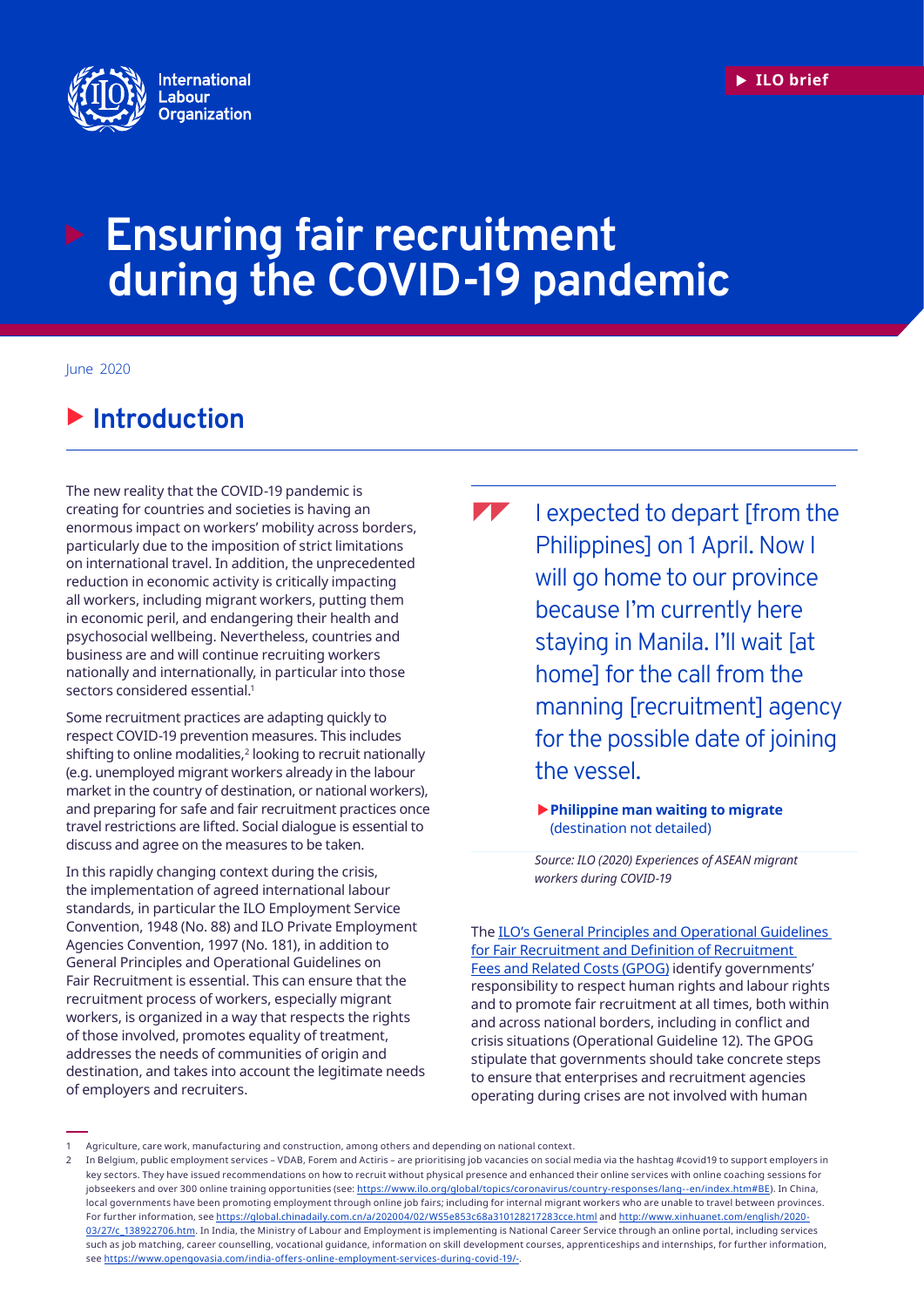ILO brief

# Ensuring fair recruitment during the COVID-19 pandemic

June 2020

## Introduction

The new reality that the COVID-19 pandemic is creating for countries and societies is having an enormous impact on workers' mobility across borders, particularly due to the imposition of strict limitations on international travel. In addition, the unprecedented reduction in economic activity is critically impacting all workers, including migrant workers, putting them in economic peril, and endangering their health and psychosocial wellbeing. Nevertheless, countries and business are and will continue recruiting workers nationally and internationally, in particular into those sectors considered essential.[1]

Some recruitment practices are adapting quickly to respect COVID-19 prevention measures. This includes shifting to online modalities,[2] looking to recruit nationally (e.g. unemployed migrant workers already in the labour market in the country of destination, or national workers), and preparing for safe and fair recruitment practices once travel restrictions are lifted. Social dialogue is essential to discuss and agree on the measures to be taken.

In this rapidly changing context during the crisis, the implementation of agreed international labour standards, in particular the ILO Employment Service Convention, 1948 (No. 88) and ILO Private Employment Agencies Convention, 1997 (No. 181), in addition to General Principles and Operational Guidelines on Fair Recruitment is essential. This can ensure that the recruitment process of workers, especially migrant workers, is organized in a way that respects the rights of those involved, promotes equality of treatment, addresses the needs of communities of origin and destination, and takes into account the legitimate needs of employers and recruiters.

> I expected to depart [from the Philippines] on 1 April. Now I will go home to our province because I'm currently here staying in Manila. I'll wait [at home] for the call from the manning [recruitment] agency for the possible date of joining the vessel.
>
> **Philippine man waiting to migrate** (destination not detailed)
>
> *Source: ILO (2020) Experiences of ASEAN migrant workers during COVID-19*

The ILO's General Principles and Operational Guidelines for Fair Recruitment and Definition of Recruitment Fees and Related Costs (GPOG) identify governments' responsibility to respect human rights and labour rights and to promote fair recruitment at all times, both within and across national borders, including in conflict and crisis situations (Operational Guideline 12). The GPOG stipulate that governments should take concrete steps to ensure that enterprises and recruitment agencies operating during crises are not involved with human

---

1 Agriculture, care work, manufacturing and construction, among others and depending on national context.

2 In Belgium, public employment services – VDAB, Forem and Actiris – are prioritising job vacancies on social media via the hashtag #covid19 to support employers in key sectors. They have issued recommendations on how to recruit without physical presence and enhanced their online services with online coaching sessions for jobseekers and over 300 online training opportunities (see: https://www.ilo.org/global/topics/coronavirus/country-responses/lang--en/index.htm#BE). In China, local governments have been promoting employment through online job fairs; including for internal migrant workers who are unable to travel between provinces. For further information, see https://global.chinadaily.com.cn/a/202004/02/WS5e853c68a310128217283cce.html and http://www.xinhuanet.com/english/2020-03/27/c_138922706.htm. In India, the Ministry of Labour and Employment is implementing is National Career Service through an online portal, including services such as job matching, career counselling, vocational guidance, information on skill development courses, apprenticeships and internships, for further information, see https://www.opengovasia.com/india-offers-online-employment-services-during-covid-19/.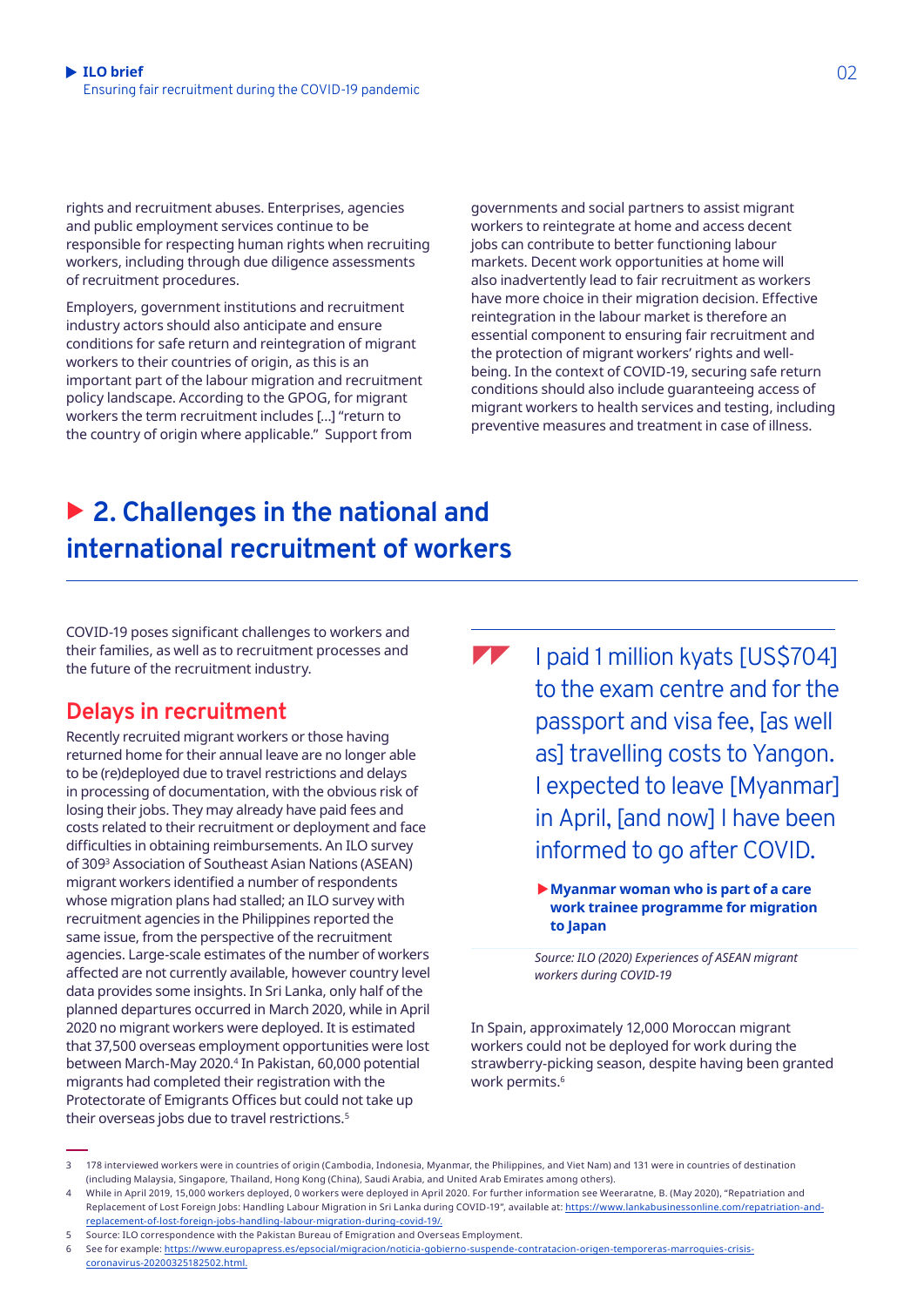rights and recruitment abuses. Enterprises, agencies and public employment services continue to be responsible for respecting human rights when recruiting workers, including through due diligence assessments of recruitment procedures.

Employers, government institutions and recruitment industry actors should also anticipate and ensure conditions for safe return and reintegration of migrant workers to their countries of origin, as this is an important part of the labour migration and recruitment policy landscape. According to the GPOG, for migrant workers the term recruitment includes […] "return to the country of origin where applicable." Support from governments and social partners to assist migrant workers to reintegrate at home and access decent jobs can contribute to better functioning labour markets. Decent work opportunities at home will also inadvertently lead to fair recruitment as workers have more choice in their migration decision. Effective reintegration in the labour market is therefore an essential component to ensuring fair recruitment and the protection of migrant workers' rights and well-being. In the context of COVID-19, securing safe return conditions should also include guaranteeing access of migrant workers to health services and testing, including preventive measures and treatment in case of illness.

## 2. Challenges in the national and international recruitment of workers

COVID-19 poses significant challenges to workers and their families, as well as to recruitment processes and the future of the recruitment industry.

### Delays in recruitment

Recently recruited migrant workers or those having returned home for their annual leave are no longer able to be (re)deployed due to travel restrictions and delays in processing of documentation, with the obvious risk of losing their jobs. They may already have paid fees and costs related to their recruitment or deployment and face difficulties in obtaining reimbursements. An ILO survey of 309[3] Association of Southeast Asian Nations (ASEAN) migrant workers identified a number of respondents whose migration plans had stalled; an ILO survey with recruitment agencies in the Philippines reported the same issue, from the perspective of the recruitment agencies. Large-scale estimates of the number of workers affected are not currently available, however country level data provides some insights. In Sri Lanka, only half of the planned departures occurred in March 2020, while in April 2020 no migrant workers were deployed. It is estimated that 37,500 overseas employment opportunities were lost between March-May 2020.[4] In Pakistan, 60,000 potential migrants had completed their registration with the Protectorate of Emigrants Offices but could not take up their overseas jobs due to travel restrictions.[5]

> I paid 1 million kyats [US$704] to the exam centre and for the passport and visa fee, [as well as] travelling costs to Yangon. I expected to leave [Myanmar] in April, [and now] I have been informed to go after COVID.
>
> **Myanmar woman who is part of a care work trainee programme for migration to Japan**
>
> *Source: ILO (2020) Experiences of ASEAN migrant workers during COVID-19*

In Spain, approximately 12,000 Moroccan migrant workers could not be deployed for work during the strawberry-picking season, despite having been granted work permits.[6]

---

3 178 interviewed workers were in countries of origin (Cambodia, Indonesia, Myanmar, the Philippines, and Viet Nam) and 131 were in countries of destination (including Malaysia, Singapore, Thailand, Hong Kong (China), Saudi Arabia, and United Arab Emirates among others).

4 While in April 2019, 15,000 workers deployed, 0 workers were deployed in April 2020. For further information see Weeraratne, B. (May 2020), "Repatriation and Replacement of Lost Foreign Jobs: Handling Labour Migration in Sri Lanka during COVID-19", available at: https://www.lankabusinessonline.com/repatriation-and-replacement-of-lost-foreign-jobs-handling-labour-migration-during-covid-19/.

5 Source: ILO correspondence with the Pakistan Bureau of Emigration and Overseas Employment.

6 See for example: https://www.europapress.es/epsocial/migracion/noticia-gobierno-suspende-contratacion-origen-temporeras-marroquies-crisis-coronavirus-20200325182502.html.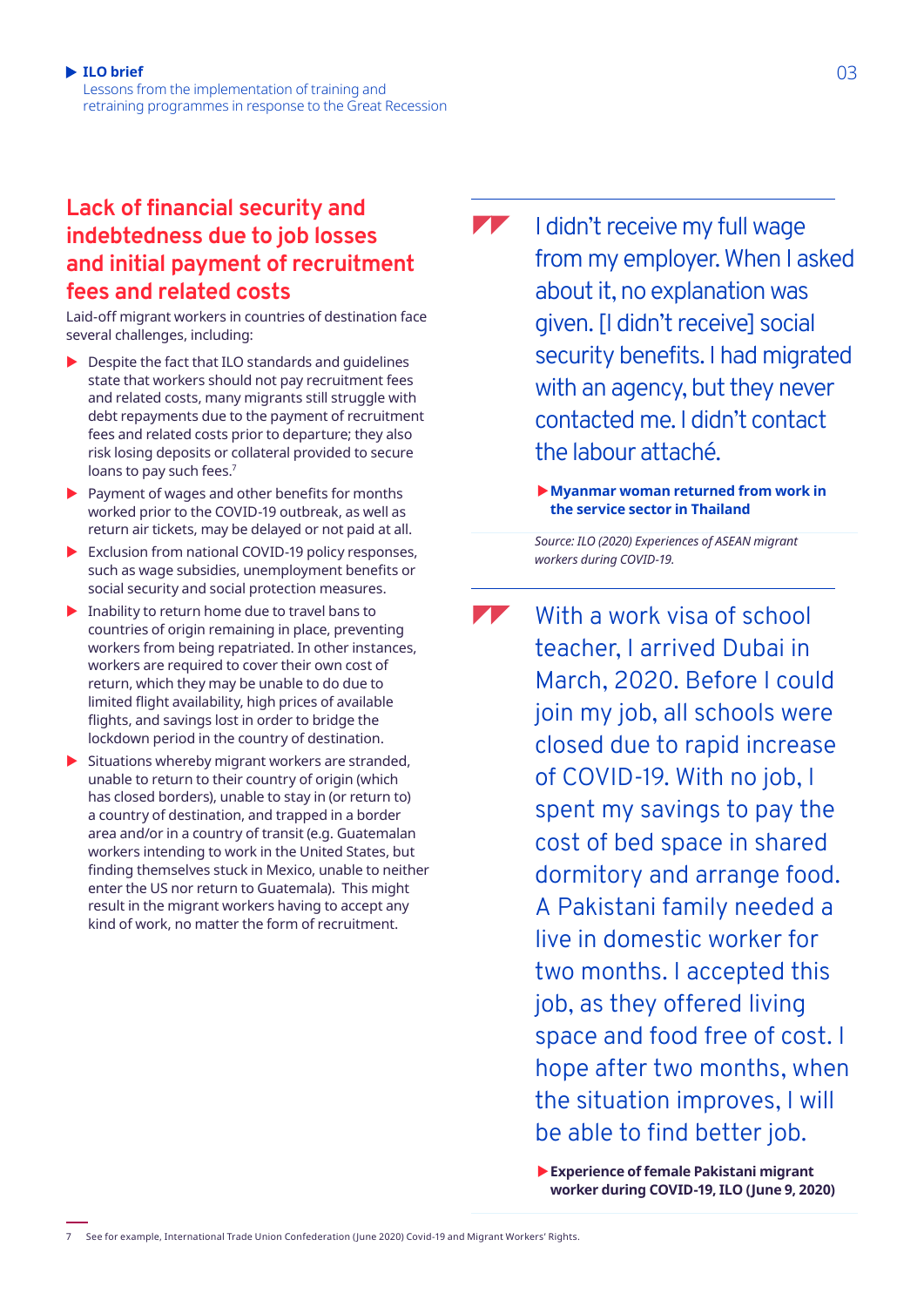## Lack of financial security and indebtedness due to job losses and initial payment of recruitment fees and related costs

Laid-off migrant workers in countries of destination face several challenges, including:

- Despite the fact that ILO standards and guidelines state that workers should not pay recruitment fees and related costs, many migrants still struggle with debt repayments due to the payment of recruitment fees and related costs prior to departure; they also risk losing deposits or collateral provided to secure loans to pay such fees.[7]
- Payment of wages and other benefits for months worked prior to the COVID-19 outbreak, as well as return air tickets, may be delayed or not paid at all.
- Exclusion from national COVID-19 policy responses, such as wage subsidies, unemployment benefits or social security and social protection measures.
- Inability to return home due to travel bans to countries of origin remaining in place, preventing workers from being repatriated. In other instances, workers are required to cover their own cost of return, which they may be unable to do due to limited flight availability, high prices of available flights, and savings lost in order to bridge the lockdown period in the country of destination.
- Situations whereby migrant workers are stranded, unable to return to their country of origin (which has closed borders), unable to stay in (or return to) a country of destination, and trapped in a border area and/or in a country of transit (e.g. Guatemalan workers intending to work in the United States, but finding themselves stuck in Mexico, unable to neither enter the US nor return to Guatemala). This might result in the migrant workers having to accept any kind of work, no matter the form of recruitment.

> I didn't receive my full wage from my employer. When I asked about it, no explanation was given. [I didn't receive] social security benefits. I had migrated with an agency, but they never contacted me. I didn't contact the labour attaché.
>
> **Myanmar woman returned from work in the service sector in Thailand**

*Source: ILO (2020) Experiences of ASEAN migrant workers during COVID-19.*

> With a work visa of school teacher, I arrived Dubai in March, 2020. Before I could join my job, all schools were closed due to rapid increase of COVID-19. With no job, I spent my savings to pay the cost of bed space in shared dormitory and arrange food. A Pakistani family needed a live in domestic worker for two months. I accepted this job, as they offered living space and food free of cost. I hope after two months, when the situation improves, I will be able to find better job.
>
> **Experience of female Pakistani migrant worker during COVID-19, ILO (June 9, 2020)**

7 See for example, International Trade Union Confederation (June 2020) Covid-19 and Migrant Workers' Rights.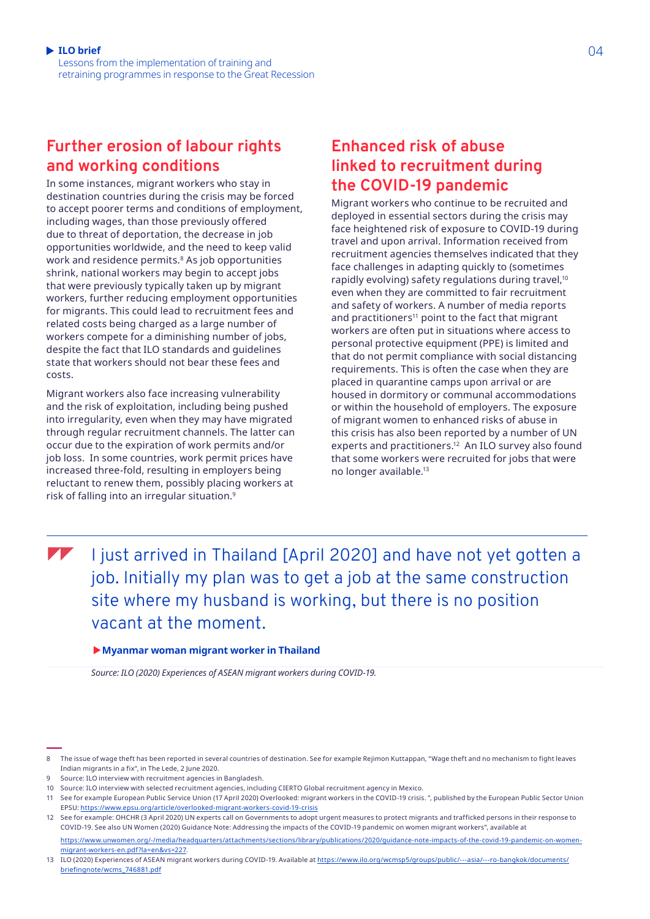## Further erosion of labour rights and working conditions

In some instances, migrant workers who stay in destination countries during the crisis may be forced to accept poorer terms and conditions of employment, including wages, than those previously offered due to threat of deportation, the decrease in job opportunities worldwide, and the need to keep valid work and residence permits.[8] As job opportunities shrink, national workers may begin to accept jobs that were previously typically taken up by migrant workers, further reducing employment opportunities for migrants. This could lead to recruitment fees and related costs being charged as a large number of workers compete for a diminishing number of jobs, despite the fact that ILO standards and guidelines state that workers should not bear these fees and costs.

Migrant workers also face increasing vulnerability and the risk of exploitation, including being pushed into irregularity, even when they may have migrated through regular recruitment channels. The latter can occur due to the expiration of work permits and/or job loss. In some countries, work permit prices have increased three-fold, resulting in employers being reluctant to renew them, possibly placing workers at risk of falling into an irregular situation.[9]

## Enhanced risk of abuse linked to recruitment during the COVID-19 pandemic

Migrant workers who continue to be recruited and deployed in essential sectors during the crisis may face heightened risk of exposure to COVID-19 during travel and upon arrival. Information received from recruitment agencies themselves indicated that they face challenges in adapting quickly to (sometimes rapidly evolving) safety regulations during travel,[10] even when they are committed to fair recruitment and safety of workers. A number of media reports and practitioners[11] point to the fact that migrant workers are often put in situations where access to personal protective equipment (PPE) is limited and that do not permit compliance with social distancing requirements. This is often the case when they are placed in quarantine camps upon arrival or are housed in dormitory or communal accommodations or within the household of employers. The exposure of migrant women to enhanced risks of abuse in this crisis has also been reported by a number of UN experts and practitioners.[12] An ILO survey also found that some workers were recruited for jobs that were no longer available.[13]

> I just arrived in Thailand [April 2020] and have not yet gotten a job. Initially my plan was to get a job at the same construction site where my husband is working, but there is no position vacant at the moment.
>
> **Myanmar woman migrant worker in Thailand**

*Source: ILO (2020) Experiences of ASEAN migrant workers during COVID-19.*

---

8 The issue of wage theft has been reported in several countries of destination. See for example Rejimon Kuttappan, "Wage theft and no mechanism to fight leaves Indian migrants in a fix", in The Lede, 2 June 2020.

9 Source: ILO interview with recruitment agencies in Bangladesh.

10 Source: ILO interview with selected recruitment agencies, including CIERTO Global recruitment agency in Mexico.

11 See for example European Public Service Union (17 April 2020) Overlooked: migrant workers in the COVID-19 crisis. ", published by the European Public Sector Union EPSU: https://www.epsu.org/article/overlooked-migrant-workers-covid-19-crisis

12 See for example: OHCHR (3 April 2020) UN experts call on Governments to adopt urgent measures to protect migrants and trafficked persons in their response to COVID-19. See also UN Women (2020) Guidance Note: Addressing the impacts of the COVID-19 pandemic on women migrant workers", available at https://www.unwomen.org/-/media/headquarters/attachments/sections/library/publications/2020/guidance-note-impacts-of-the-covid-19-pandemic-on-women-migrant-workers-en.pdf?la=en&vs=227.

13 ILO (2020) Experiences of ASEAN migrant workers during COVID-19. Available at https://www.ilo.org/wcmsp5/groups/public/---asia/---ro-bangkok/documents/briefingnote/wcms_746881.pdf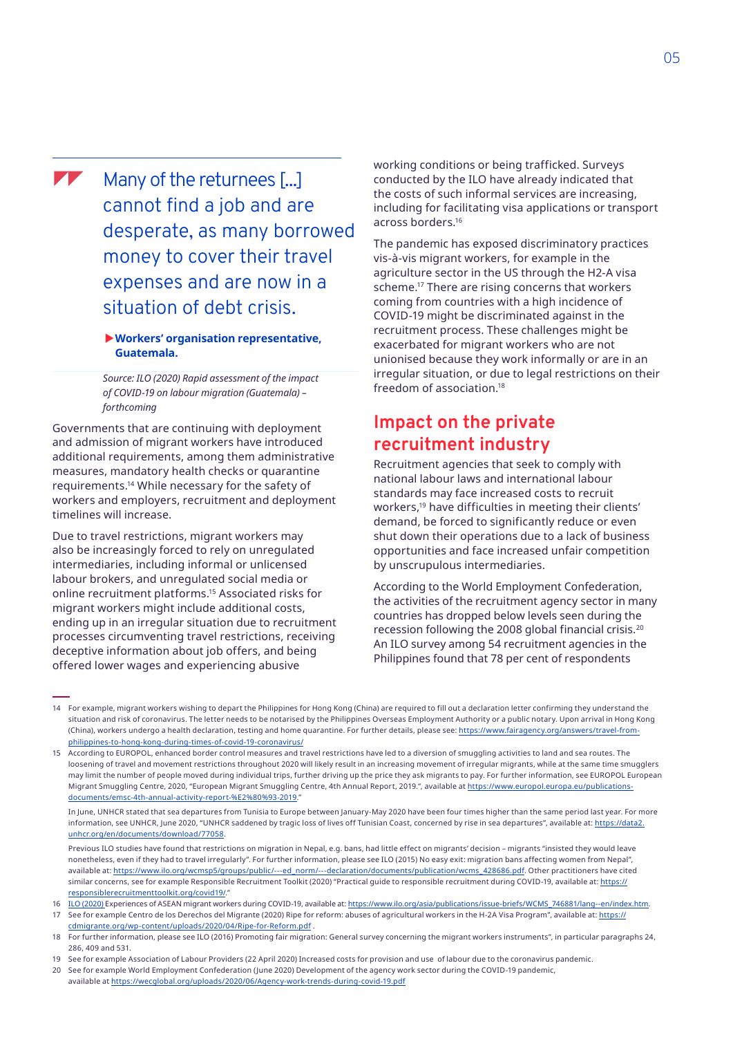> Many of the returnees [...] cannot find a job and are desperate, as many borrowed money to cover their travel expenses and are now in a situation of debt crisis.
>
> ▶ **Workers' organisation representative, Guatemala.**

*Source: ILO (2020) Rapid assessment of the impact of COVID-19 on labour migration (Guatemala) – forthcoming*

Governments that are continuing with deployment and admission of migrant workers have introduced additional requirements, among them administrative measures, mandatory health checks or quarantine requirements.[14] While necessary for the safety of workers and employers, recruitment and deployment timelines will increase.

Due to travel restrictions, migrant workers may also be increasingly forced to rely on unregulated intermediaries, including informal or unlicensed labour brokers, and unregulated social media or online recruitment platforms.[15] Associated risks for migrant workers might include additional costs, ending up in an irregular situation due to recruitment processes circumventing travel restrictions, receiving deceptive information about job offers, and being offered lower wages and experiencing abusive working conditions or being trafficked. Surveys conducted by the ILO have already indicated that the costs of such informal services are increasing, including for facilitating visa applications or transport across borders.[16]

The pandemic has exposed discriminatory practices vis-à-vis migrant workers, for example in the agriculture sector in the US through the H2-A visa scheme.[17] There are rising concerns that workers coming from countries with a high incidence of COVID-19 might be discriminated against in the recruitment process. These challenges might be exacerbated for migrant workers who are not unionised because they work informally or are in an irregular situation, or due to legal restrictions on their freedom of association.[18]

## Impact on the private recruitment industry

Recruitment agencies that seek to comply with national labour laws and international labour standards may face increased costs to recruit workers,[19] have difficulties in meeting their clients' demand, be forced to significantly reduce or even shut down their operations due to a lack of business opportunities and face increased unfair competition by unscrupulous intermediaries.

According to the World Employment Confederation, the activities of the recruitment agency sector in many countries has dropped below levels seen during the recession following the 2008 global financial crisis.[20] An ILO survey among 54 recruitment agencies in the Philippines found that 78 per cent of respondents

---

14 For example, migrant workers wishing to depart the Philippines for Hong Kong (China) are required to fill out a declaration letter confirming they understand the situation and risk of coronavirus. The letter needs to be notarised by the Philippines Overseas Employment Authority or a public notary. Upon arrival in Hong Kong (China), workers undergo a health declaration, testing and home quarantine. For further details, please see: https://www.fairagency.org/answers/travel-from-philippines-to-hong-kong-during-times-of-covid-19-coronavirus/

15 According to EUROPOL, enhanced border control measures and travel restrictions have led to a diversion of smuggling activities to land and sea routes. The loosening of travel and movement restrictions throughout 2020 will likely result in an increasing movement of irregular migrants, while at the same time smugglers may limit the number of people moved during individual trips, further driving up the price they ask migrants to pay. For further information, see EUROPOL European Migrant Smuggling Centre, 2020, "European Migrant Smuggling Centre, 4th Annual Report, 2019.", available at https://www.europol.europa.eu/publications-documents/emsc-4th-annual-activity-report-%E2%80%93-2019."

In June, UNHCR stated that sea departures from Tunisia to Europe between January-May 2020 have been four times higher than the same period last year. For more information, see UNHCR, June 2020, "UNHCR saddened by tragic loss of lives off Tunisian Coast, concerned by rise in sea departures", available at: https://data2.unhcr.org/en/documents/download/77058.

Previous ILO studies have found that restrictions on migration in Nepal, e.g. bans, had little effect on migrants' decision – migrants "insisted they would leave nonetheless, even if they had to travel irregularly". For further information, please see ILO (2015) No easy exit: migration bans affecting women from Nepal", available at: https://www.ilo.org/wcmsp5/groups/public/---ed_norm/---declaration/documents/publication/wcms_428686.pdf. Other practitioners have cited similar concerns, see for example Responsible Recruitment Toolkit (2020) "Practical guide to responsible recruitment during COVID-19, available at: https://responsiblerecruitmenttoolkit.org/covid19/."

16 ILO (2020) Experiences of ASEAN migrant workers during COVID-19, available at: https://www.ilo.org/asia/publications/issue-briefs/WCMS_746881/lang--en/index.htm.

17 See for example Centro de los Derechos del Migrante (2020) Ripe for reform: abuses of agricultural workers in the H-2A Visa Program", available at: https://cdmigrante.org/wp-content/uploads/2020/04/Ripe-for-Reform.pdf .

18 For further information, please see ILO (2016) Promoting fair migration: General survey concerning the migrant workers instruments", in particular paragraphs 24, 286, 409 and 531.

19 See for example Association of Labour Providers (22 April 2020) Increased costs for provision and use of labour due to the coronavirus pandemic.

20 See for example World Employment Confederation (June 2020) Development of the agency work sector during the COVID-19 pandemic, available at https://wecglobal.org/uploads/2020/06/Agency-work-trends-during-covid-19.pdf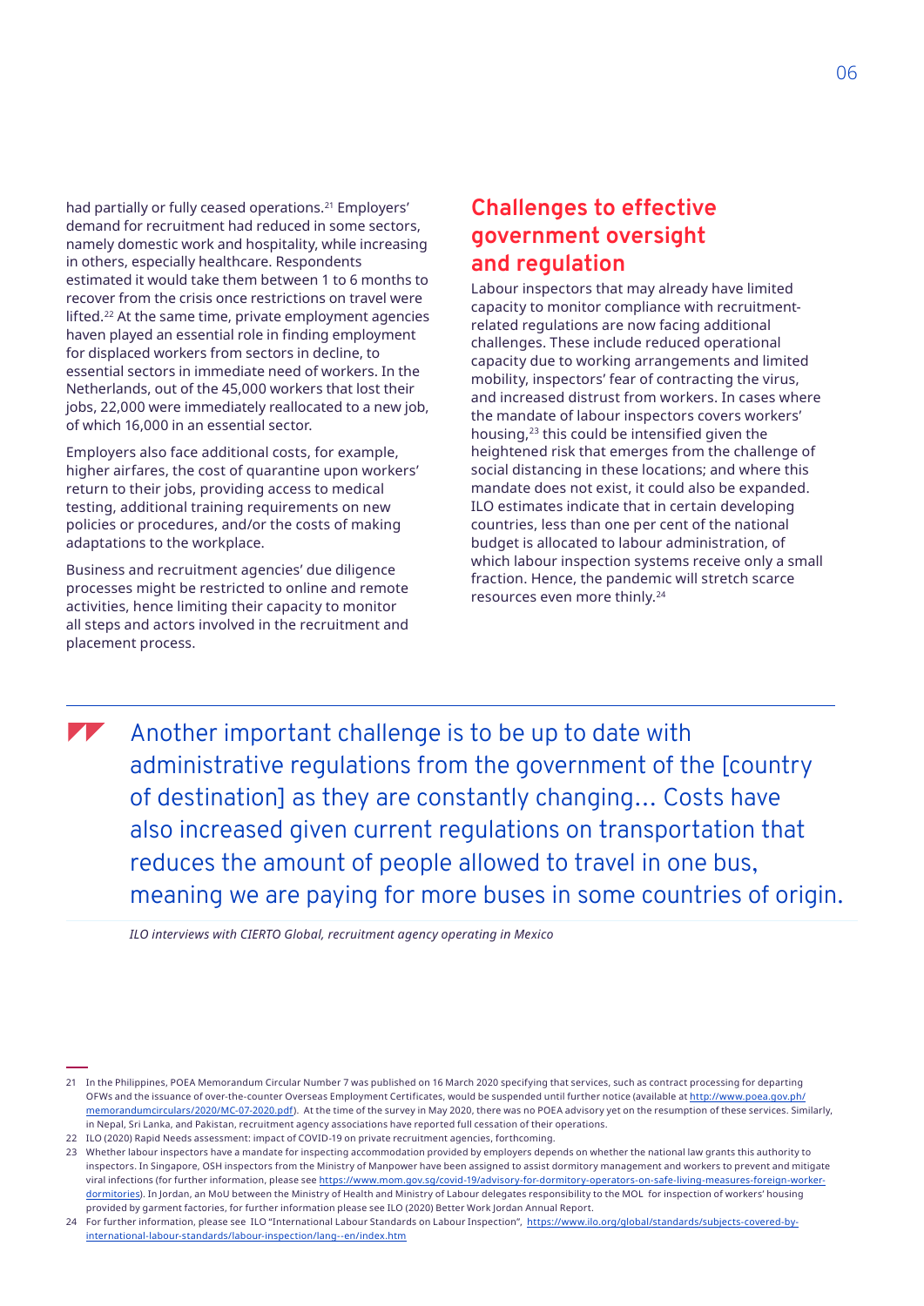had partially or fully ceased operations.[21] Employers' demand for recruitment had reduced in some sectors, namely domestic work and hospitality, while increasing in others, especially healthcare. Respondents estimated it would take them between 1 to 6 months to recover from the crisis once restrictions on travel were lifted.[22] At the same time, private employment agencies haven played an essential role in finding employment for displaced workers from sectors in decline, to essential sectors in immediate need of workers. In the Netherlands, out of the 45,000 workers that lost their jobs, 22,000 were immediately reallocated to a new job, of which 16,000 in an essential sector.

Employers also face additional costs, for example, higher airfares, the cost of quarantine upon workers' return to their jobs, providing access to medical testing, additional training requirements on new policies or procedures, and/or the costs of making adaptations to the workplace.

Business and recruitment agencies' due diligence processes might be restricted to online and remote activities, hence limiting their capacity to monitor all steps and actors involved in the recruitment and placement process.

## Challenges to effective government oversight and regulation

Labour inspectors that may already have limited capacity to monitor compliance with recruitment-related regulations are now facing additional challenges. These include reduced operational capacity due to working arrangements and limited mobility, inspectors' fear of contracting the virus, and increased distrust from workers. In cases where the mandate of labour inspectors covers workers' housing,[23] this could be intensified given the heightened risk that emerges from the challenge of social distancing in these locations; and where this mandate does not exist, it could also be expanded. ILO estimates indicate that in certain developing countries, less than one per cent of the national budget is allocated to labour administration, of which labour inspection systems receive only a small fraction. Hence, the pandemic will stretch scarce resources even more thinly.[24]

> Another important challenge is to be up to date with administrative regulations from the government of the [country of destination] as they are constantly changing… Costs have also increased given current regulations on transportation that reduces the amount of people allowed to travel in one bus, meaning we are paying for more buses in some countries of origin.
>
> *ILO interviews with CIERTO Global, recruitment agency operating in Mexico*

---

21 In the Philippines, POEA Memorandum Circular Number 7 was published on 16 March 2020 specifying that services, such as contract processing for departing OFWs and the issuance of over-the-counter Overseas Employment Certificates, would be suspended until further notice (available at http://www.poea.gov.ph/memorandumcirculars/2020/MC-07-2020.pdf). At the time of the survey in May 2020, there was no POEA advisory yet on the resumption of these services. Similarly, in Nepal, Sri Lanka, and Pakistan, recruitment agency associations have reported full cessation of their operations.

22 ILO (2020) Rapid Needs assessment: impact of COVID-19 on private recruitment agencies, forthcoming.

23 Whether labour inspectors have a mandate for inspecting accommodation provided by employers depends on whether the national law grants this authority to inspectors. In Singapore, OSH inspectors from the Ministry of Manpower have been assigned to assist dormitory management and workers to prevent and mitigate viral infections (for further information, please see https://www.mom.gov.sg/covid-19/advisory-for-dormitory-operators-on-safe-living-measures-foreign-worker-dormitories). In Jordan, an MoU between the Ministry of Health and Ministry of Labour delegates responsibility to the MOL for inspection of workers' housing provided by garment factories, for further information please see ILO (2020) Better Work Jordan Annual Report.

24 For further information, please see ILO "International Labour Standards on Labour Inspection", https://www.ilo.org/global/standards/subjects-covered-by-international-labour-standards/labour-inspection/lang--en/index.htm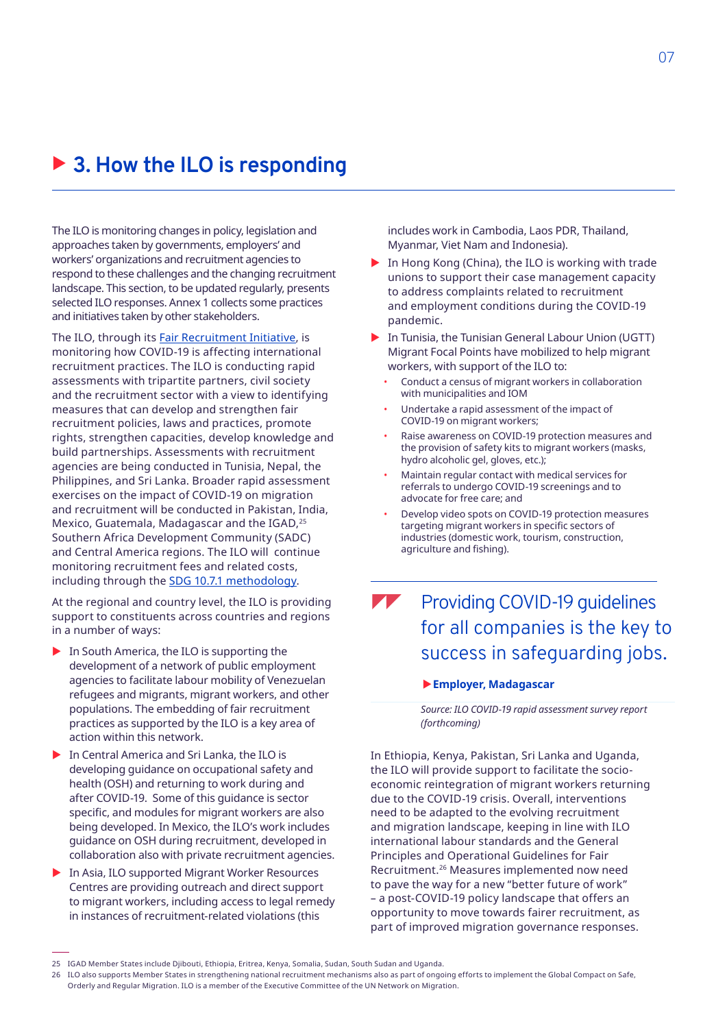# 3. How the ILO is responding

The ILO is monitoring changes in policy, legislation and approaches taken by governments, employers' and workers' organizations and recruitment agencies to respond to these challenges and the changing recruitment landscape. This section, to be updated regularly, presents selected ILO responses. Annex 1 collects some practices and initiatives taken by other stakeholders.

The ILO, through its Fair Recruitment Initiative, is monitoring how COVID-19 is affecting international recruitment practices. The ILO is conducting rapid assessments with tripartite partners, civil society and the recruitment sector with a view to identifying measures that can develop and strengthen fair recruitment policies, laws and practices, promote rights, strengthen capacities, develop knowledge and build partnerships. Assessments with recruitment agencies are being conducted in Tunisia, Nepal, the Philippines, and Sri Lanka. Broader rapid assessment exercises on the impact of COVID-19 on migration and recruitment will be conducted in Pakistan, India, Mexico, Guatemala, Madagascar and the IGAD,[25] Southern Africa Development Community (SADC) and Central America regions. The ILO will continue monitoring recruitment fees and related costs, including through the SDG 10.7.1 methodology.

At the regional and country level, the ILO is providing support to constituents across countries and regions in a number of ways:

- In South America, the ILO is supporting the development of a network of public employment agencies to facilitate labour mobility of Venezuelan refugees and migrants, migrant workers, and other populations. The embedding of fair recruitment practices as supported by the ILO is a key area of action within this network.
- In Central America and Sri Lanka, the ILO is developing guidance on occupational safety and health (OSH) and returning to work during and after COVID-19. Some of this guidance is sector specific, and modules for migrant workers are also being developed. In Mexico, the ILO's work includes guidance on OSH during recruitment, developed in collaboration also with private recruitment agencies.
- In Asia, ILO supported Migrant Worker Resources Centres are providing outreach and direct support to migrant workers, including access to legal remedy in instances of recruitment-related violations (this includes work in Cambodia, Laos PDR, Thailand, Myanmar, Viet Nam and Indonesia).
- In Hong Kong (China), the ILO is working with trade unions to support their case management capacity to address complaints related to recruitment and employment conditions during the COVID-19 pandemic.
- In Tunisia, the Tunisian General Labour Union (UGTT) Migrant Focal Points have mobilized to help migrant workers, with support of the ILO to:
  - Conduct a census of migrant workers in collaboration with municipalities and IOM
  - Undertake a rapid assessment of the impact of COVID-19 on migrant workers;
  - Raise awareness on COVID-19 protection measures and the provision of safety kits to migrant workers (masks, hydro alcoholic gel, gloves, etc.);
  - Maintain regular contact with medical services for referrals to undergo COVID-19 screenings and to advocate for free care; and
  - Develop video spots on COVID-19 protection measures targeting migrant workers in specific sectors of industries (domestic work, tourism, construction, agriculture and fishing).

> Providing COVID-19 guidelines for all companies is the key to success in safeguarding jobs.
>
> **Employer, Madagascar**
>
> *Source: ILO COVID-19 rapid assessment survey report (forthcoming)*

In Ethiopia, Kenya, Pakistan, Sri Lanka and Uganda, the ILO will provide support to facilitate the socio-economic reintegration of migrant workers returning due to the COVID-19 crisis. Overall, interventions need to be adapted to the evolving recruitment and migration landscape, keeping in line with ILO international labour standards and the General Principles and Operational Guidelines for Fair Recruitment.[26] Measures implemented now need to pave the way for a new "better future of work" – a post-COVID-19 policy landscape that offers an opportunity to move towards fairer recruitment, as part of improved migration governance responses.

---

25 IGAD Member States include Djibouti, Ethiopia, Eritrea, Kenya, Somalia, Sudan, South Sudan and Uganda.

26 ILO also supports Member States in strengthening national recruitment mechanisms also as part of ongoing efforts to implement the Global Compact on Safe, Orderly and Regular Migration. ILO is a member of the Executive Committee of the UN Network on Migration.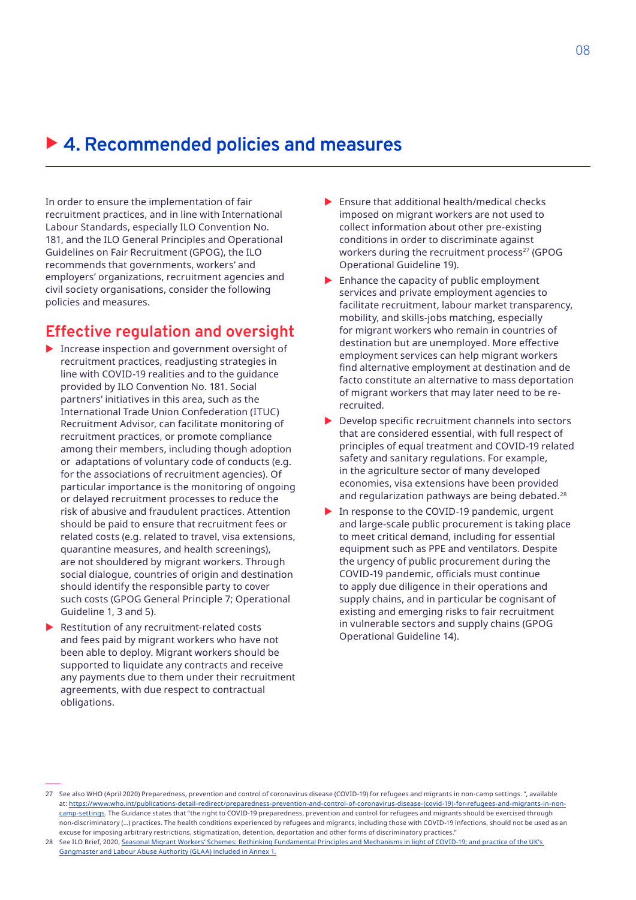# 4. Recommended policies and measures

In order to ensure the implementation of fair recruitment practices, and in line with International Labour Standards, especially ILO Convention No. 181, and the ILO General Principles and Operational Guidelines on Fair Recruitment (GPOG), the ILO recommends that governments, workers' and employers' organizations, recruitment agencies and civil society organisations, consider the following policies and measures.

## Effective regulation and oversight

- Increase inspection and government oversight of recruitment practices, readjusting strategies in line with COVID-19 realities and to the guidance provided by ILO Convention No. 181. Social partners' initiatives in this area, such as the International Trade Union Confederation (ITUC) Recruitment Advisor, can facilitate monitoring of recruitment practices, or promote compliance among their members, including though adoption or adaptations of voluntary code of conducts (e.g. for the associations of recruitment agencies). Of particular importance is the monitoring of ongoing or delayed recruitment processes to reduce the risk of abusive and fraudulent practices. Attention should be paid to ensure that recruitment fees or related costs (e.g. related to travel, visa extensions, quarantine measures, and health screenings), are not shouldered by migrant workers. Through social dialogue, countries of origin and destination should identify the responsible party to cover such costs (GPOG General Principle 7; Operational Guideline 1, 3 and 5).
- Restitution of any recruitment-related costs and fees paid by migrant workers who have not been able to deploy. Migrant workers should be supported to liquidate any contracts and receive any payments due to them under their recruitment agreements, with due respect to contractual obligations.
- Ensure that additional health/medical checks imposed on migrant workers are not used to collect information about other pre-existing conditions in order to discriminate against workers during the recruitment process[27] (GPOG Operational Guideline 19).
- Enhance the capacity of public employment services and private employment agencies to facilitate recruitment, labour market transparency, mobility, and skills-jobs matching, especially for migrant workers who remain in countries of destination but are unemployed. More effective employment services can help migrant workers find alternative employment at destination and de facto constitute an alternative to mass deportation of migrant workers that may later need to be re-recruited.
- Develop specific recruitment channels into sectors that are considered essential, with full respect of principles of equal treatment and COVID-19 related safety and sanitary regulations. For example, in the agriculture sector of many developed economies, visa extensions have been provided and regularization pathways are being debated.[28]
- In response to the COVID-19 pandemic, urgent and large-scale public procurement is taking place to meet critical demand, including for essential equipment such as PPE and ventilators. Despite the urgency of public procurement during the COVID-19 pandemic, officials must continue to apply due diligence in their operations and supply chains, and in particular be cognisant of existing and emerging risks to fair recruitment in vulnerable sectors and supply chains (GPOG Operational Guideline 14).

---

27 See also WHO (April 2020) Preparedness, prevention and control of coronavirus disease (COVID-19) for refugees and migrants in non-camp settings. ", available at: https://www.who.int/publications-detail-redirect/preparedness-prevention-and-control-of-coronavirus-disease-(covid-19)-for-refugees-and-migrants-in-non-camp-settings. The Guidance states that "the right to COVID-19 preparedness, prevention and control for refugees and migrants should be exercised through non-discriminatory (...) practices. The health conditions experienced by refugees and migrants, including those with COVID-19 infections, should not be used as an excuse for imposing arbitrary restrictions, stigmatization, detention, deportation and other forms of discriminatory practices."

28 See ILO Brief, 2020, Seasonal Migrant Workers' Schemes: Rethinking Fundamental Principles and Mechanisms in light of COVID-19; and practice of the UK's Gangmaster and Labour Abuse Authority (GLAA) included in Annex 1.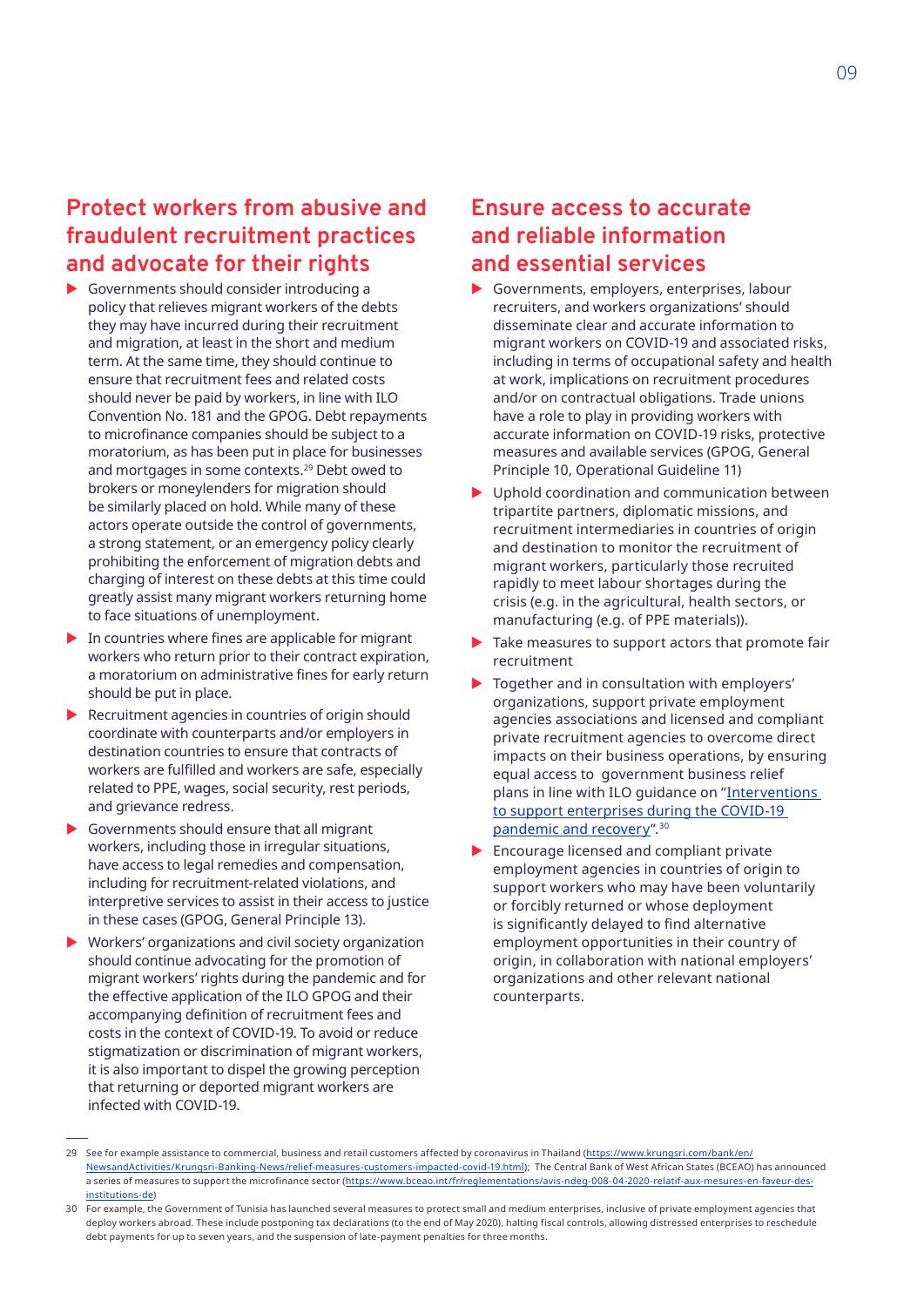## Protect workers from abusive and fraudulent recruitment practices and advocate for their rights

- Governments should consider introducing a policy that relieves migrant workers of the debts they may have incurred during their recruitment and migration, at least in the short and medium term. At the same time, they should continue to ensure that recruitment fees and related costs should never be paid by workers, in line with ILO Convention No. 181 and the GPOG. Debt repayments to microfinance companies should be subject to a moratorium, as has been put in place for businesses and mortgages in some contexts.[29] Debt owed to brokers or moneylenders for migration should be similarly placed on hold. While many of these actors operate outside the control of governments, a strong statement, or an emergency policy clearly prohibiting the enforcement of migration debts and charging of interest on these debts at this time could greatly assist many migrant workers returning home to face situations of unemployment.
- In countries where fines are applicable for migrant workers who return prior to their contract expiration, a moratorium on administrative fines for early return should be put in place.
- Recruitment agencies in countries of origin should coordinate with counterparts and/or employers in destination countries to ensure that contracts of workers are fulfilled and workers are safe, especially related to PPE, wages, social security, rest periods, and grievance redress.
- Governments should ensure that all migrant workers, including those in irregular situations, have access to legal remedies and compensation, including for recruitment-related violations, and interpretive services to assist in their access to justice in these cases (GPOG, General Principle 13).
- Workers' organizations and civil society organization should continue advocating for the promotion of migrant workers' rights during the pandemic and for the effective application of the ILO GPOG and their accompanying definition of recruitment fees and costs in the context of COVID-19. To avoid or reduce stigmatization or discrimination of migrant workers, it is also important to dispel the growing perception that returning or deported migrant workers are infected with COVID-19.

## Ensure access to accurate and reliable information and essential services

- Governments, employers, enterprises, labour recruiters, and workers organizations' should disseminate clear and accurate information to migrant workers on COVID-19 and associated risks, including in terms of occupational safety and health at work, implications on recruitment procedures and/or on contractual obligations. Trade unions have a role to play in providing workers with accurate information on COVID-19 risks, protective measures and available services (GPOG, General Principle 10, Operational Guideline 11)
- Uphold coordination and communication between tripartite partners, diplomatic missions, and recruitment intermediaries in countries of origin and destination to monitor the recruitment of migrant workers, particularly those recruited rapidly to meet labour shortages during the crisis (e.g. in the agricultural, health sectors, or manufacturing (e.g. of PPE materials)).
- Take measures to support actors that promote fair recruitment
- Together and in consultation with employers' organizations, support private employment agencies associations and licensed and compliant private recruitment agencies to overcome direct impacts on their business operations, by ensuring equal access to government business relief plans in line with ILO guidance on "Interventions to support enterprises during the COVID-19 pandemic and recovery".[30]
- Encourage licensed and compliant private employment agencies in countries of origin to support workers who may have been voluntarily or forcibly returned or whose deployment is significantly delayed to find alternative employment opportunities in their country of origin, in collaboration with national employers' organizations and other relevant national counterparts.

---

29 See for example assistance to commercial, business and retail customers affected by coronavirus in Thailand (https://www.krungsri.com/bank/en/NewsandActivities/Krungsri-Banking-News/relief-measures-customers-impacted-covid-19.html); The Central Bank of West African States (BCEAO) has announced a series of measures to support the microfinance sector (https://www.bceao.int/fr/reglementations/avis-ndeg-008-04-2020-relatif-aux-mesures-en-faveur-des-institutions-de)

30 For example, the Government of Tunisia has launched several measures to protect small and medium enterprises, inclusive of private employment agencies that deploy workers abroad. These include postponing tax declarations (to the end of May 2020), halting fiscal controls, allowing distressed enterprises to reschedule debt payments for up to seven years, and the suspension of late-payment penalties for three months.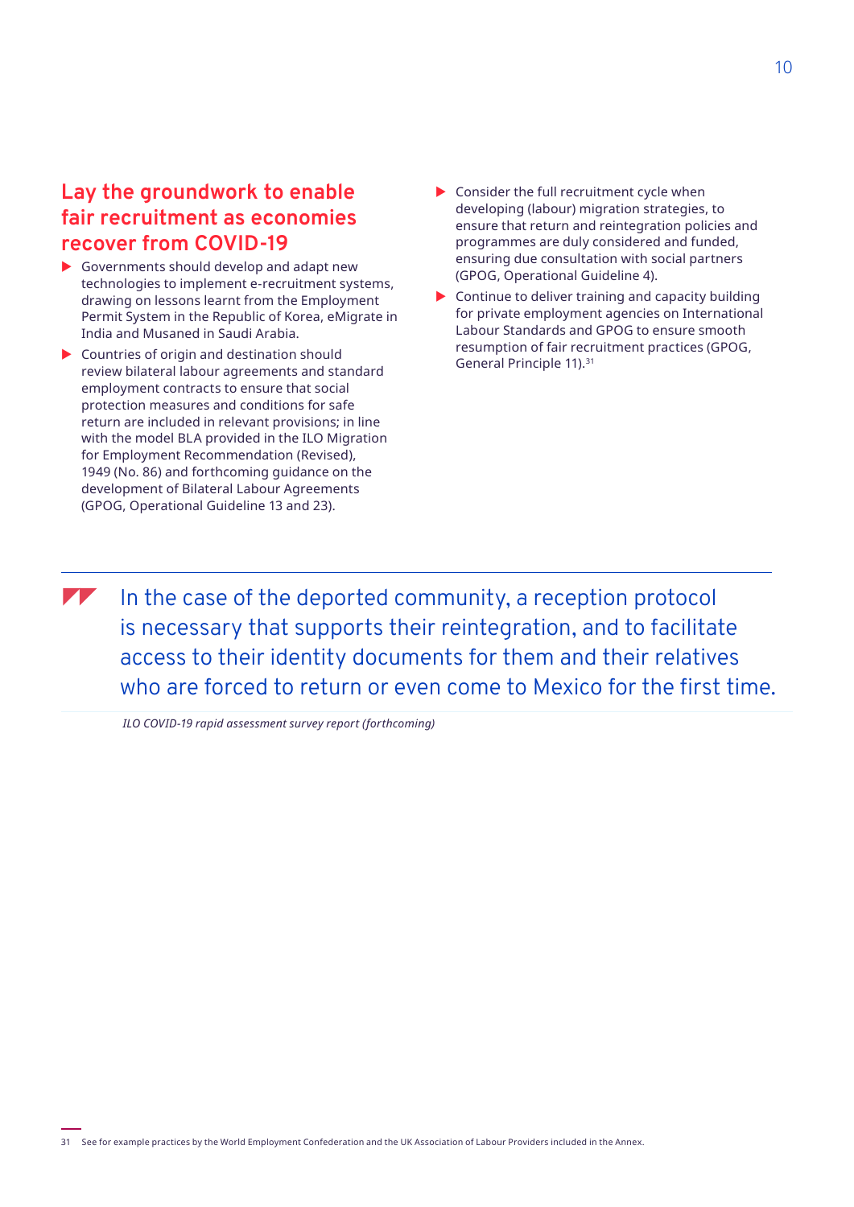## Lay the groundwork to enable fair recruitment as economies recover from COVID-19

- Governments should develop and adapt new technologies to implement e-recruitment systems, drawing on lessons learnt from the Employment Permit System in the Republic of Korea, eMigrate in India and Musaned in Saudi Arabia.
- Countries of origin and destination should review bilateral labour agreements and standard employment contracts to ensure that social protection measures and conditions for safe return are included in relevant provisions; in line with the model BLA provided in the ILO Migration for Employment Recommendation (Revised), 1949 (No. 86) and forthcoming guidance on the development of Bilateral Labour Agreements (GPOG, Operational Guideline 13 and 23).
- Consider the full recruitment cycle when developing (labour) migration strategies, to ensure that return and reintegration policies and programmes are duly considered and funded, ensuring due consultation with social partners (GPOG, Operational Guideline 4).
- Continue to deliver training and capacity building for private employment agencies on International Labour Standards and GPOG to ensure smooth resumption of fair recruitment practices (GPOG, General Principle 11).[31]

> In the case of the deported community, a reception protocol is necessary that supports their reintegration, and to facilitate access to their identity documents for them and their relatives who are forced to return or even come to Mexico for the first time.

*ILO COVID-19 rapid assessment survey report (forthcoming)*

---

31 See for example practices by the World Employment Confederation and the UK Association of Labour Providers included in the Annex.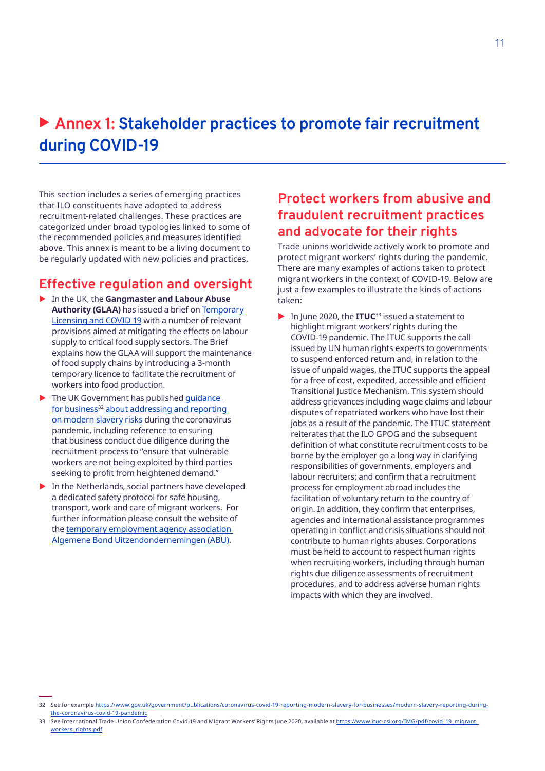# Annex 1: Stakeholder practices to promote fair recruitment during COVID-19

This section includes a series of emerging practices that ILO constituents have adopted to address recruitment-related challenges. These practices are categorized under broad typologies linked to some of the recommended policies and measures identified above. This annex is meant to be a living document to be regularly updated with new policies and practices.

## Effective regulation and oversight

- In the UK, the **Gangmaster and Labour Abuse Authority (GLAA)** has issued a brief on Temporary Licensing and COVID 19 with a number of relevant provisions aimed at mitigating the effects on labour supply to critical food supply sectors. The Brief explains how the GLAA will support the maintenance of food supply chains by introducing a 3-month temporary licence to facilitate the recruitment of workers into food production.
- The UK Government has published guidance for business[32] about addressing and reporting on modern slavery risks during the coronavirus pandemic, including reference to ensuring that business conduct due diligence during the recruitment process to "ensure that vulnerable workers are not being exploited by third parties seeking to profit from heightened demand."
- In the Netherlands, social partners have developed a dedicated safety protocol for safe housing, transport, work and care of migrant workers. For further information please consult the website of the temporary employment agency association Algemene Bond Uitzendondernemingen (ABU).

## Protect workers from abusive and fraudulent recruitment practices and advocate for their rights

Trade unions worldwide actively work to promote and protect migrant workers' rights during the pandemic. There are many examples of actions taken to protect migrant workers in the context of COVID-19. Below are just a few examples to illustrate the kinds of actions taken:

- In June 2020, the **ITUC**[33] issued a statement to highlight migrant workers' rights during the COVID-19 pandemic. The ITUC supports the call issued by UN human rights experts to governments to suspend enforced return and, in relation to the issue of unpaid wages, the ITUC supports the appeal for a free of cost, expedited, accessible and efficient Transitional Justice Mechanism. This system should address grievances including wage claims and labour disputes of repatriated workers who have lost their jobs as a result of the pandemic. The ITUC statement reiterates that the ILO GPOG and the subsequent definition of what constitute recruitment costs to be borne by the employer go a long way in clarifying responsibilities of governments, employers and labour recruiters; and confirm that a recruitment process for employment abroad includes the facilitation of voluntary return to the country of origin. In addition, they confirm that enterprises, agencies and international assistance programmes operating in conflict and crisis situations should not contribute to human rights abuses. Corporations must be held to account to respect human rights when recruiting workers, including through human rights due diligence assessments of recruitment procedures, and to address adverse human rights impacts with which they are involved.

---

32 See for example https://www.gov.uk/government/publications/coronavirus-covid-19-reporting-modern-slavery-for-businesses/modern-slavery-reporting-during-the-coronavirus-covid-19-pandemic

33 See International Trade Union Confederation Covid-19 and Migrant Workers' Rights June 2020, available at https://www.ituc-csi.org/IMG/pdf/covid_19_migrant_workers_rights.pdf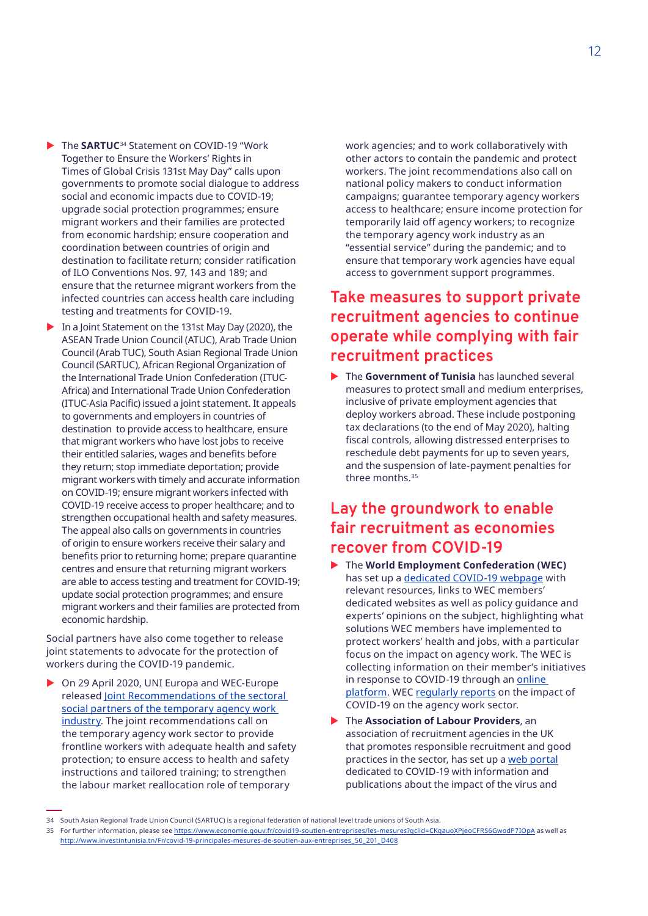- The **SARTUC**[34] Statement on COVID-19 "Work Together to Ensure the Workers' Rights in Times of Global Crisis 131st May Day" calls upon governments to promote social dialogue to address social and economic impacts due to COVID-19; upgrade social protection programmes; ensure migrant workers and their families are protected from economic hardship; ensure cooperation and coordination between countries of origin and destination to facilitate return; consider ratification of ILO Conventions Nos. 97, 143 and 189; and ensure that the returnee migrant workers from the infected countries can access health care including testing and treatments for COVID-19.
- In a Joint Statement on the 131st May Day (2020), the ASEAN Trade Union Council (ATUC), Arab Trade Union Council (Arab TUC), South Asian Regional Trade Union Council (SARTUC), African Regional Organization of the International Trade Union Confederation (ITUC-Africa) and International Trade Union Confederation (ITUC-Asia Pacific) issued a joint statement. It appeals to governments and employers in countries of destination to provide access to healthcare, ensure that migrant workers who have lost jobs to receive their entitled salaries, wages and benefits before they return; stop immediate deportation; provide migrant workers with timely and accurate information on COVID-19; ensure migrant workers infected with COVID-19 receive access to proper healthcare; and to strengthen occupational health and safety measures. The appeal also calls on governments in countries of origin to ensure workers receive their salary and benefits prior to returning home; prepare quarantine centres and ensure that returning migrant workers are able to access testing and treatment for COVID-19; update social protection programmes; and ensure migrant workers and their families are protected from economic hardship.

Social partners have also come together to release joint statements to advocate for the protection of workers during the COVID-19 pandemic.

- On 29 April 2020, UNI Europa and WEC-Europe released Joint Recommendations of the sectoral social partners of the temporary agency work industry. The joint recommendations call on the temporary agency work sector to provide frontline workers with adequate health and safety protection; to ensure access to health and safety instructions and tailored training; to strengthen the labour market reallocation role of temporary work agencies; and to work collaboratively with other actors to contain the pandemic and protect workers. The joint recommendations also call on national policy makers to conduct information campaigns; guarantee temporary agency workers access to healthcare; ensure income protection for temporarily laid off agency workers; to recognize the temporary agency work industry as an "essential service" during the pandemic; and to ensure that temporary work agencies have equal access to government support programmes.

## Take measures to support private recruitment agencies to continue operate while complying with fair recruitment practices

- The **Government of Tunisia** has launched several measures to protect small and medium enterprises, inclusive of private employment agencies that deploy workers abroad. These include postponing tax declarations (to the end of May 2020), halting fiscal controls, allowing distressed enterprises to reschedule debt payments for up to seven years, and the suspension of late-payment penalties for three months.[35]

## Lay the groundwork to enable fair recruitment as economies recover from COVID-19

- The **World Employment Confederation (WEC)** has set up a dedicated COVID-19 webpage with relevant resources, links to WEC members' dedicated websites as well as policy guidance and experts' opinions on the subject, highlighting what solutions WEC members have implemented to protect workers' health and jobs, with a particular focus on the impact on agency work. The WEC is collecting information on their member's initiatives in response to COVID-19 through an online platform. WEC regularly reports on the impact of COVID-19 on the agency work sector.
- The **Association of Labour Providers**, an association of recruitment agencies in the UK that promotes responsible recruitment and good practices in the sector, has set up a web portal dedicated to COVID-19 with information and publications about the impact of the virus and

---

34 South Asian Regional Trade Union Council (SARTUC) is a regional federation of national level trade unions of South Asia.

35 For further information, please see https://www.economie.gouv.fr/covid19-soutien-entreprises/les-mesures?gclid=CKqauoXPjeoCFRS6GwodP7IOpA as well as http://www.investintunisia.tn/Fr/covid-19-principales-mesures-de-soutien-aux-entreprises_50_201_D408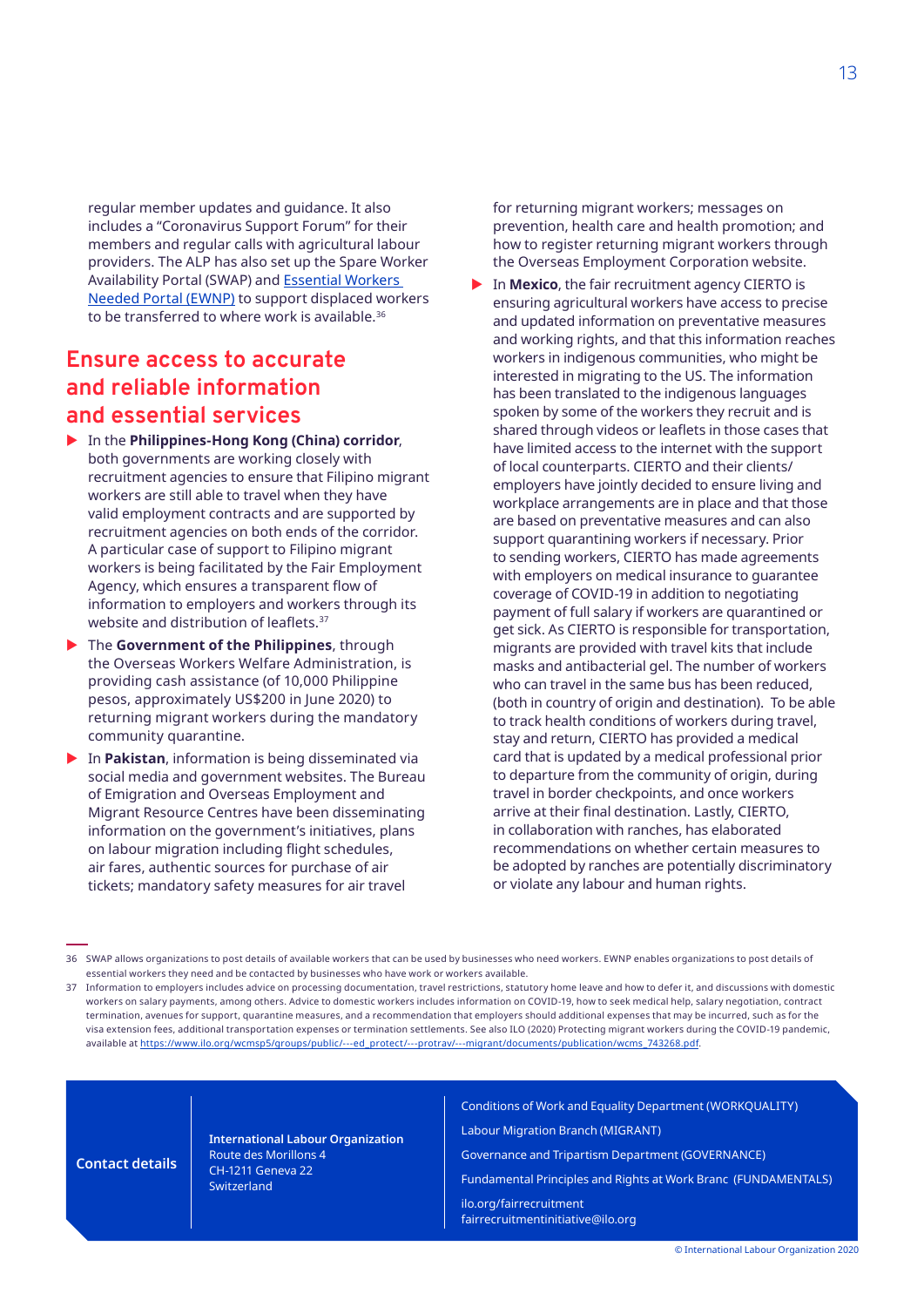regular member updates and guidance. It also includes a "Coronavirus Support Forum" for their members and regular calls with agricultural labour providers. The ALP has also set up the Spare Worker Availability Portal (SWAP) and Essential Workers Needed Portal (EWNP) to support displaced workers to be transferred to where work is available.[36]

## Ensure access to accurate and reliable information and essential services

- In the **Philippines-Hong Kong (China) corridor**, both governments are working closely with recruitment agencies to ensure that Filipino migrant workers are still able to travel when they have valid employment contracts and are supported by recruitment agencies on both ends of the corridor. A particular case of support to Filipino migrant workers is being facilitated by the Fair Employment Agency, which ensures a transparent flow of information to employers and workers through its website and distribution of leaflets.[37]
- The **Government of the Philippines**, through the Overseas Workers Welfare Administration, is providing cash assistance (of 10,000 Philippine pesos, approximately US$200 in June 2020) to returning migrant workers during the mandatory community quarantine.
- In **Pakistan**, information is being disseminated via social media and government websites. The Bureau of Emigration and Overseas Employment and Migrant Resource Centres have been disseminating information on the government's initiatives, plans on labour migration including flight schedules, air fares, authentic sources for purchase of air tickets; mandatory safety measures for air travel for returning migrant workers; messages on prevention, health care and health promotion; and how to register returning migrant workers through the Overseas Employment Corporation website.
- In **Mexico**, the fair recruitment agency CIERTO is ensuring agricultural workers have access to precise and updated information on preventative measures and working rights, and that this information reaches workers in indigenous communities, who might be interested in migrating to the US. The information has been translated to the indigenous languages spoken by some of the workers they recruit and is shared through videos or leaflets in those cases that have limited access to the internet with the support of local counterparts. CIERTO and their clients/employers have jointly decided to ensure living and workplace arrangements are in place and that those are based on preventative measures and can also support quarantining workers if necessary. Prior to sending workers, CIERTO has made agreements with employers on medical insurance to guarantee coverage of COVID-19 in addition to negotiating payment of full salary if workers are quarantined or get sick. As CIERTO is responsible for transportation, migrants are provided with travel kits that include masks and antibacterial gel. The number of workers who can travel in the same bus has been reduced, (both in country of origin and destination). To be able to track health conditions of workers during travel, stay and return, CIERTO has provided a medical card that is updated by a medical professional prior to departure from the community of origin, during travel in border checkpoints, and once workers arrive at their final destination. Lastly, CIERTO, in collaboration with ranches, has elaborated recommendations on whether certain measures to be adopted by ranches are potentially discriminatory or violate any labour and human rights.

---

36 SWAP allows organizations to post details of available workers that can be used by businesses who need workers. EWNP enables organizations to post details of essential workers they need and be contacted by businesses who have work or workers available.

37 Information to employers includes advice on processing documentation, travel restrictions, statutory home leave and how to defer it, and discussions with domestic workers on salary payments, among others. Advice to domestic workers includes information on COVID-19, how to seek medical help, salary negotiation, contract termination, avenues for support, quarantine measures, and a recommendation that employers should additional expenses that may be incurred, such as for the visa extension fees, additional transportation expenses or termination settlements. See also ILO (2020) Protecting migrant workers during the COVID-19 pandemic, available at https://www.ilo.org/wcmsp5/groups/public/---ed_protect/---protrav/---migrant/documents/publication/wcms_743268.pdf.

**Contact details**

**International Labour Organization**
Route des Morillons 4
CH-1211 Geneva 22
Switzerland

Conditions of Work and Equality Department (WORKQUALITY)
Labour Migration Branch (MIGRANT)
Governance and Tripartism Department (GOVERNANCE)
Fundamental Principles and Rights at Work Branc (FUNDAMENTALS)
ilo.org/fairrecruitment
fairrecruitmentinitiative@ilo.org

© International Labour Organization 2020